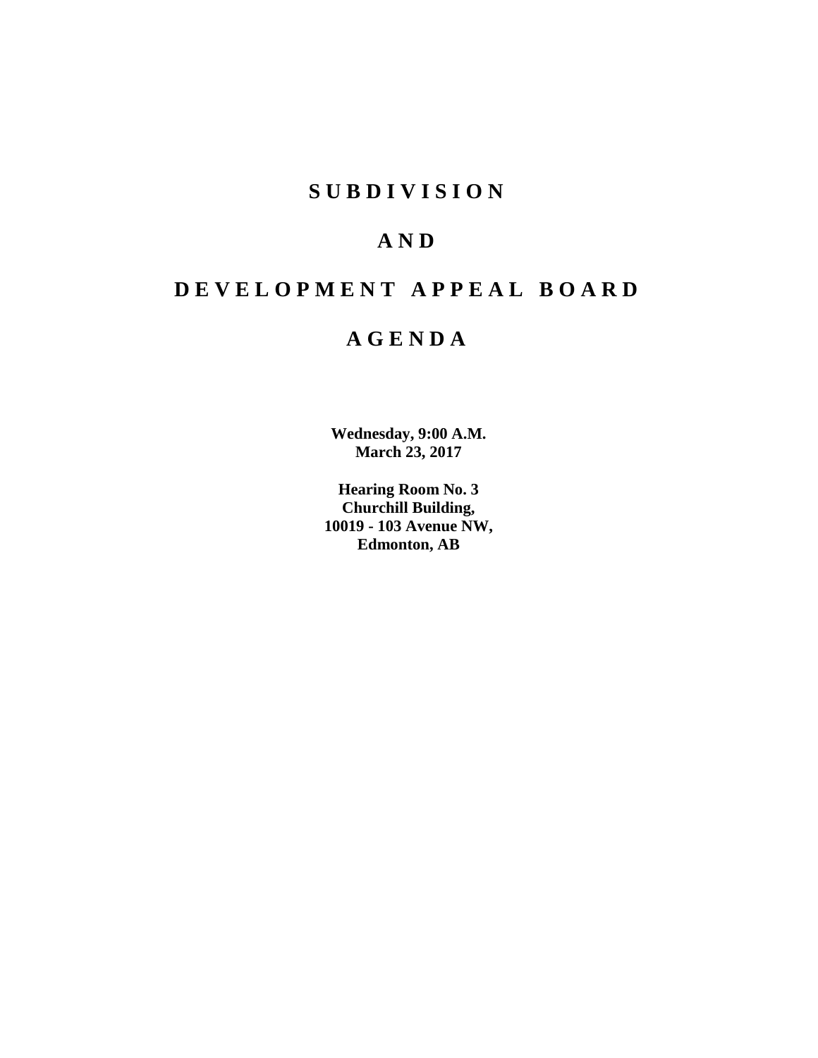# SUBDIVISION

# AND

# DEVELOPMENT APPEAL BOARD

# AGENDA

**Wednesday, 9:00 A.M.**
**March 23, 2017**

**Hearing Room No. 3**
**Churchill Building,**
**10019 - 103 Avenue NW,**
**Edmonton, AB**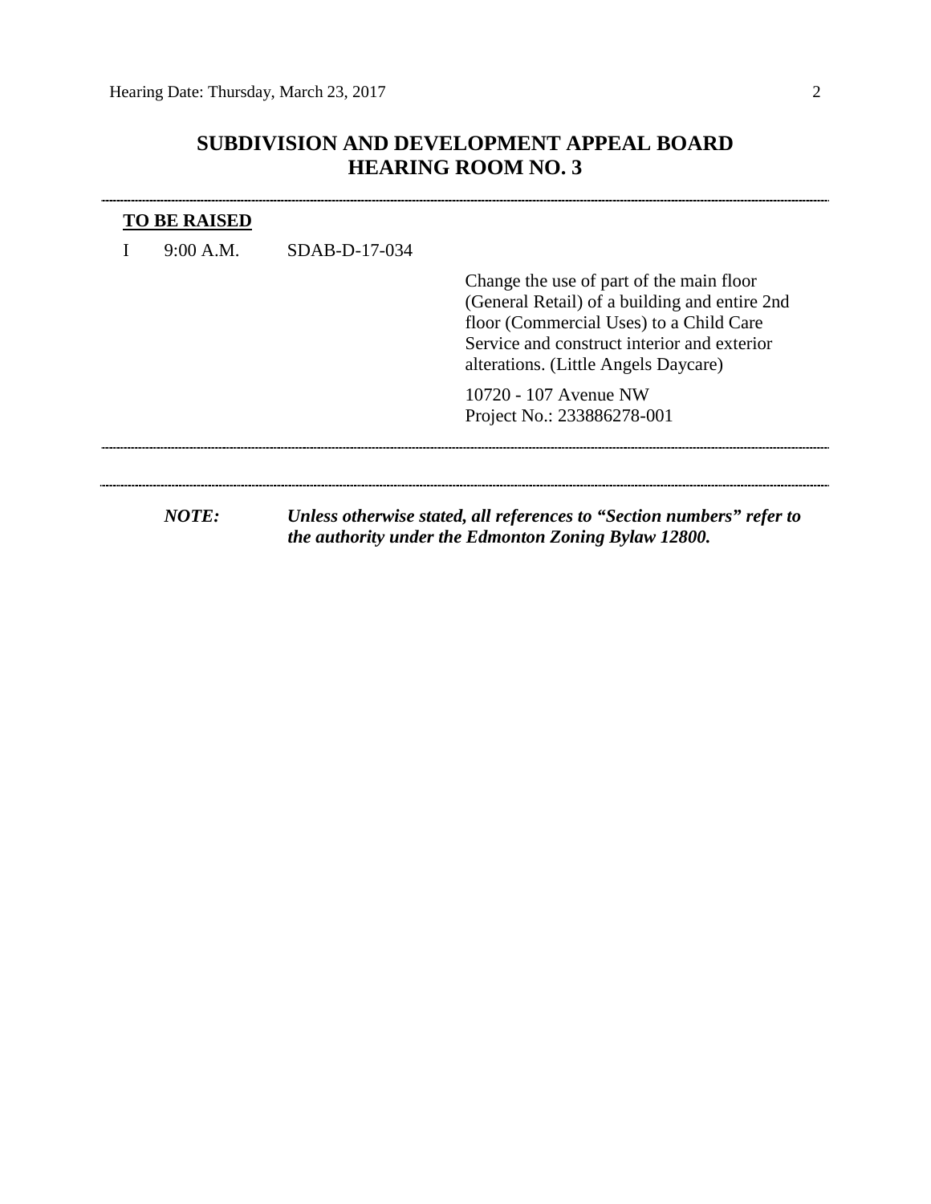# SUBDIVISION AND DEVELOPMENT APPEAL BOARD
# HEARING ROOM NO. 3

---

**TO BE RAISED**

I  9:00 A.M.  SDAB-D-17-034

Change the use of part of the main floor (General Retail) of a building and entire 2nd floor (Commercial Uses) to a Child Care Service and construct interior and exterior alterations. (Little Angels Daycare)

10720 - 107 Avenue NW
Project No.: 233886278-001

---

---

***NOTE:*** ***Unless otherwise stated, all references to "Section numbers" refer to the authority under the Edmonton Zoning Bylaw 12800.***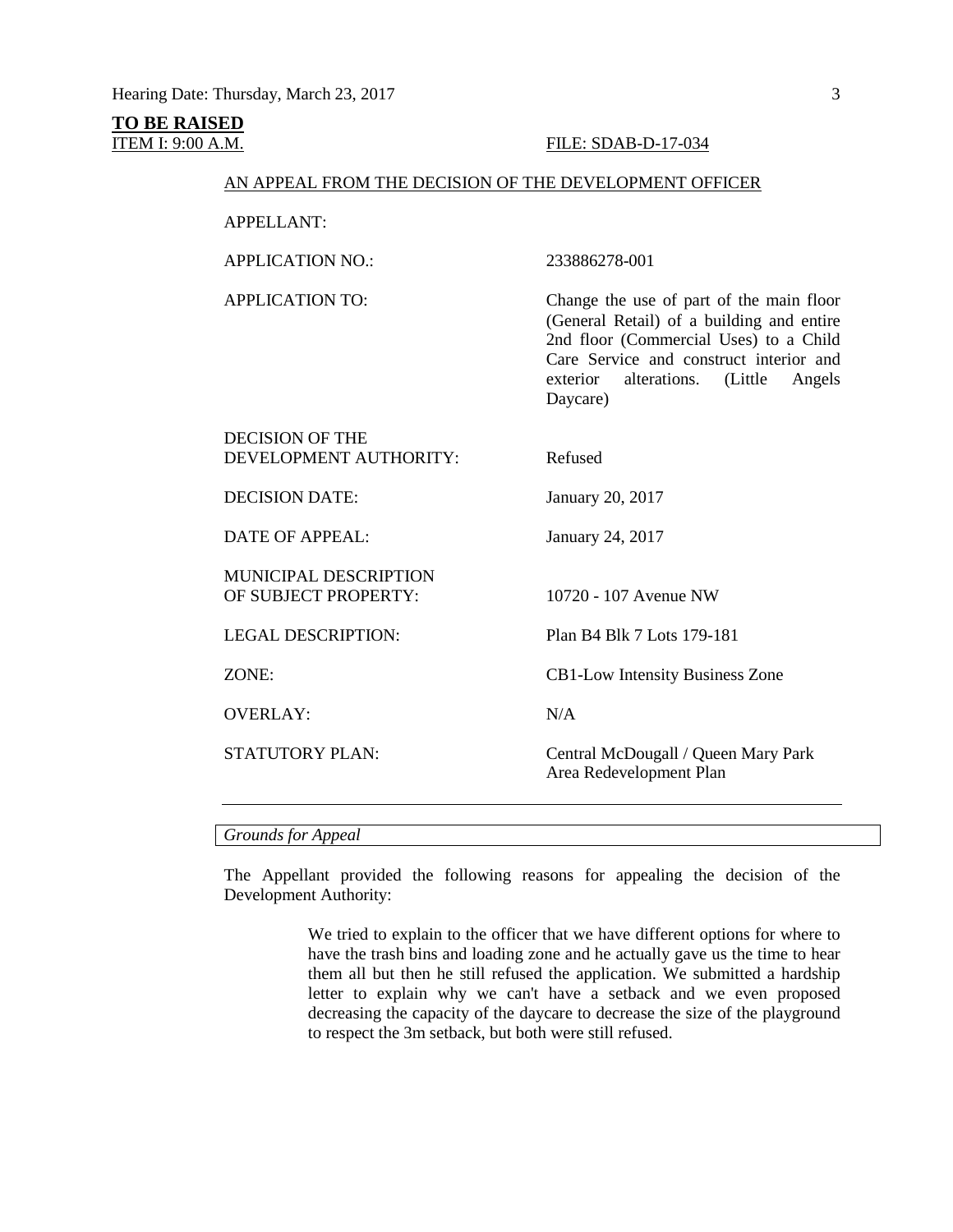**TO BE RAISED**

ITEM I: 9:00 A.M. FILE: SDAB-D-17-034

AN APPEAL FROM THE DECISION OF THE DEVELOPMENT OFFICER

| | |
|---|---|
| APPELLANT: | |
| APPLICATION NO.: | 233886278-001 |
| APPLICATION TO: | Change the use of part of the main floor (General Retail) of a building and entire 2nd floor (Commercial Uses) to a Child Care Service and construct interior and exterior alterations. (Little Angels Daycare) |
| DECISION OF THE DEVELOPMENT AUTHORITY: | Refused |
| DECISION DATE: | January 20, 2017 |
| DATE OF APPEAL: | January 24, 2017 |
| MUNICIPAL DESCRIPTION OF SUBJECT PROPERTY: | 10720 - 107 Avenue NW |
| LEGAL DESCRIPTION: | Plan B4 Blk 7 Lots 179-181 |
| ZONE: | CB1-Low Intensity Business Zone |
| OVERLAY: | N/A |
| STATUTORY PLAN: | Central McDougall / Queen Mary Park Area Redevelopment Plan |

*Grounds for Appeal*

The Appellant provided the following reasons for appealing the decision of the Development Authority:

> We tried to explain to the officer that we have different options for where to have the trash bins and loading zone and he actually gave us the time to hear them all but then he still refused the application. We submitted a hardship letter to explain why we can't have a setback and we even proposed decreasing the capacity of the daycare to decrease the size of the playground to respect the 3m setback, but both were still refused.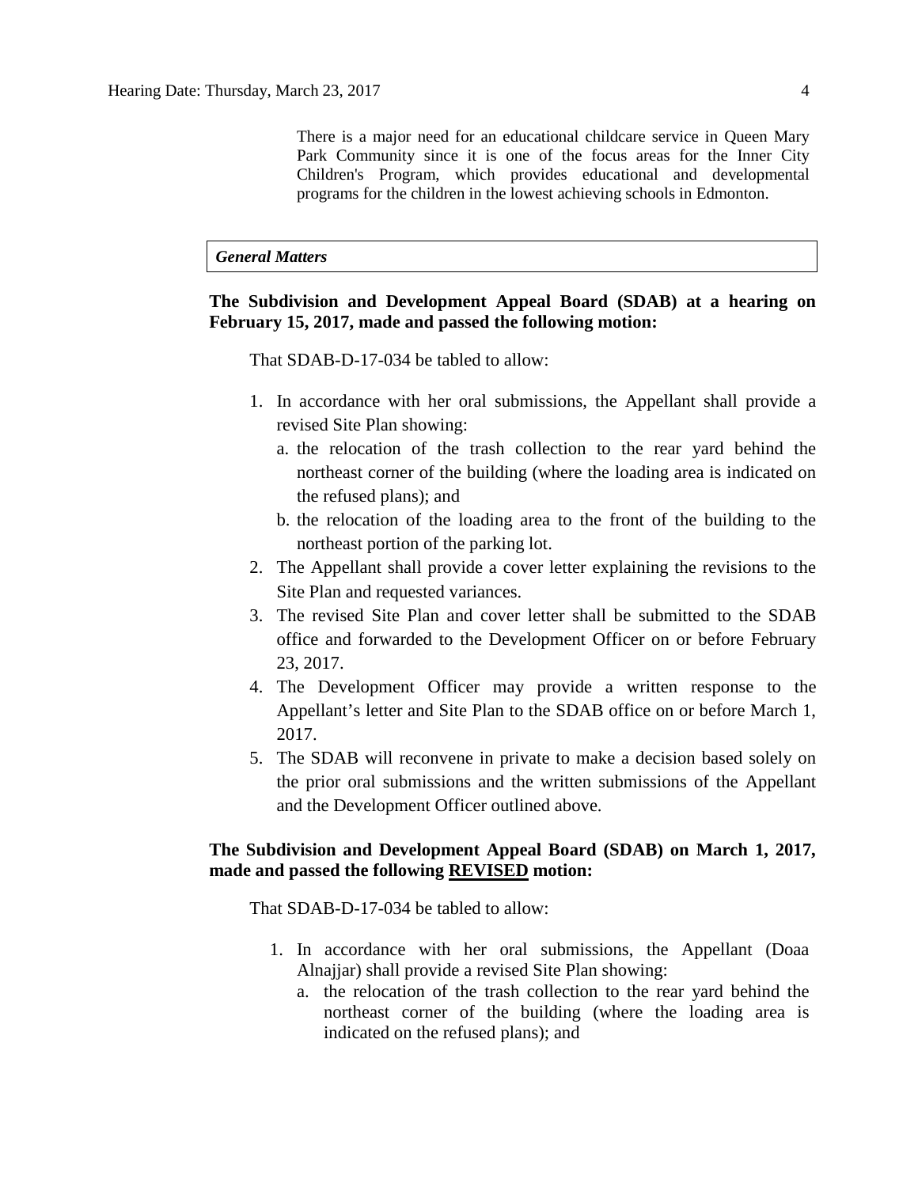There is a major need for an educational childcare service in Queen Mary Park Community since it is one of the focus areas for the Inner City Children's Program, which provides educational and developmental programs for the children in the lowest achieving schools in Edmonton.

***General Matters***

**The Subdivision and Development Appeal Board (SDAB) at a hearing on February 15, 2017, made and passed the following motion:**

That SDAB-D-17-034 be tabled to allow:

1. In accordance with her oral submissions, the Appellant shall provide a revised Site Plan showing:
   a. the relocation of the trash collection to the rear yard behind the northeast corner of the building (where the loading area is indicated on the refused plans); and
   b. the relocation of the loading area to the front of the building to the northeast portion of the parking lot.
2. The Appellant shall provide a cover letter explaining the revisions to the Site Plan and requested variances.
3. The revised Site Plan and cover letter shall be submitted to the SDAB office and forwarded to the Development Officer on or before February 23, 2017.
4. The Development Officer may provide a written response to the Appellant's letter and Site Plan to the SDAB office on or before March 1, 2017.
5. The SDAB will reconvene in private to make a decision based solely on the prior oral submissions and the written submissions of the Appellant and the Development Officer outlined above.

**The Subdivision and Development Appeal Board (SDAB) on March 1, 2017, made and passed the following <u>REVISED</u> motion:**

That SDAB-D-17-034 be tabled to allow:

1. In accordance with her oral submissions, the Appellant (Doaa Alnajjar) shall provide a revised Site Plan showing:
   a. the relocation of the trash collection to the rear yard behind the northeast corner of the building (where the loading area is indicated on the refused plans); and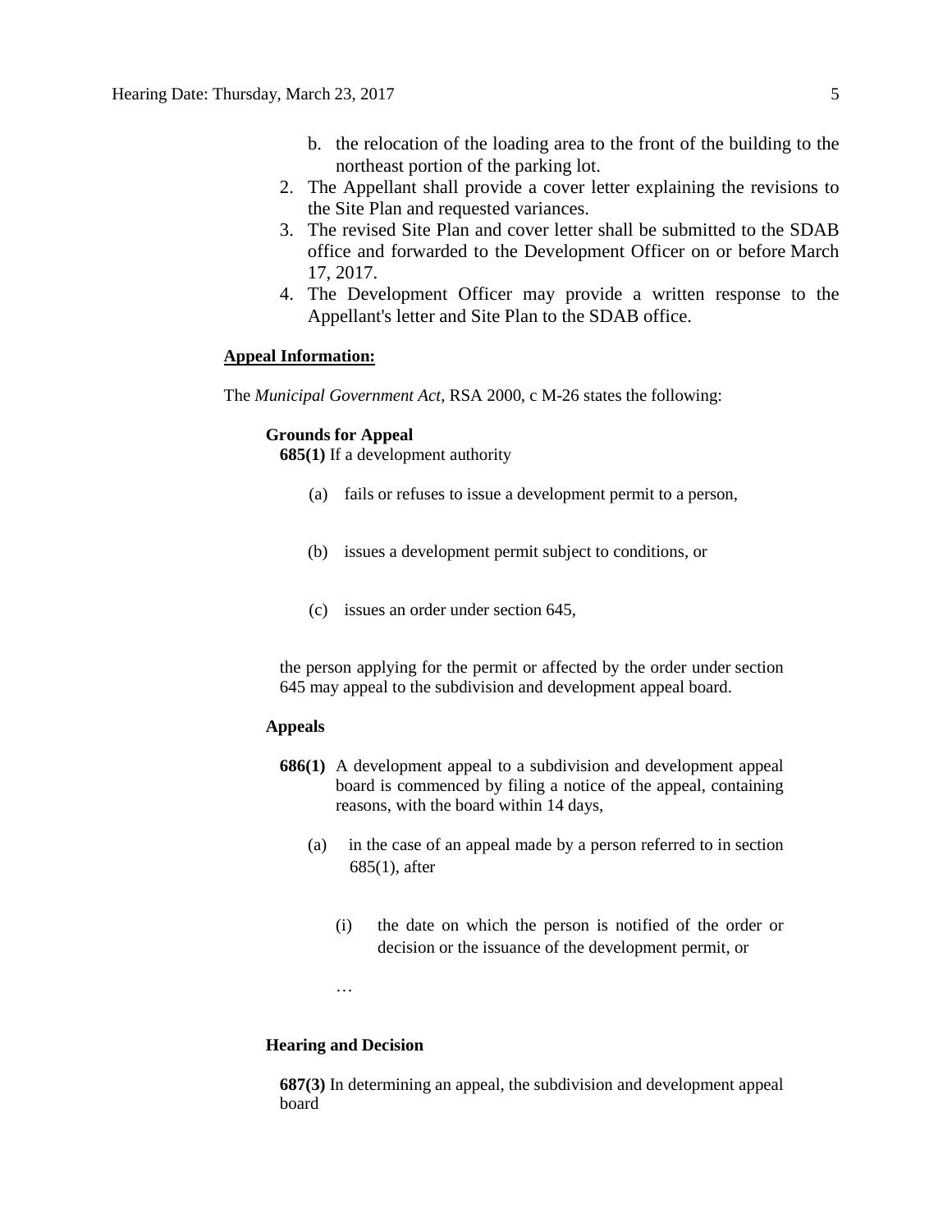b. the relocation of the loading area to the front of the building to the northeast portion of the parking lot.

2. The Appellant shall provide a cover letter explaining the revisions to the Site Plan and requested variances.
3. The revised Site Plan and cover letter shall be submitted to the SDAB office and forwarded to the Development Officer on or before March 17, 2017.
4. The Development Officer may provide a written response to the Appellant's letter and Site Plan to the SDAB office.

**Appeal Information:**

The *Municipal Government Act*, RSA 2000, c M-26 states the following:

**Grounds for Appeal**

**685(1)** If a development authority

(a) fails or refuses to issue a development permit to a person,

(b) issues a development permit subject to conditions, or

(c) issues an order under section 645,

the person applying for the permit or affected by the order under section 645 may appeal to the subdivision and development appeal board.

**Appeals**

**686(1)** A development appeal to a subdivision and development appeal board is commenced by filing a notice of the appeal, containing reasons, with the board within 14 days,

(a) in the case of an appeal made by a person referred to in section 685(1), after

(i) the date on which the person is notified of the order or decision or the issuance of the development permit, or

…

**Hearing and Decision**

**687(3)** In determining an appeal, the subdivision and development appeal board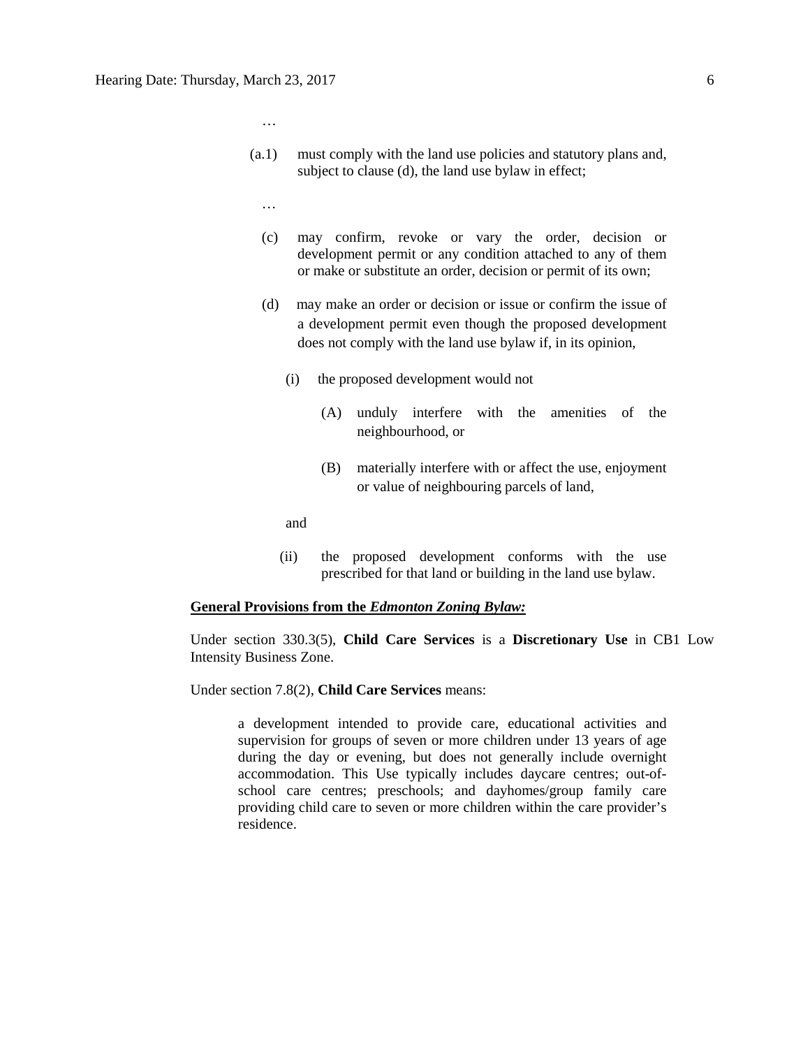…

(a.1) must comply with the land use policies and statutory plans and, subject to clause (d), the land use bylaw in effect;

…

(c) may confirm, revoke or vary the order, decision or development permit or any condition attached to any of them or make or substitute an order, decision or permit of its own;

(d) may make an order or decision or issue or confirm the issue of a development permit even though the proposed development does not comply with the land use bylaw if, in its opinion,

(i) the proposed development would not

(A) unduly interfere with the amenities of the neighbourhood, or

(B) materially interfere with or affect the use, enjoyment or value of neighbouring parcels of land,

and

(ii) the proposed development conforms with the use prescribed for that land or building in the land use bylaw.

**General Provisions from the *Edmonton Zoning Bylaw:***

Under section 330.3(5), **Child Care Services** is a **Discretionary Use** in CB1 Low Intensity Business Zone.

Under section 7.8(2), **Child Care Services** means:

> a development intended to provide care, educational activities and supervision for groups of seven or more children under 13 years of age during the day or evening, but does not generally include overnight accommodation. This Use typically includes daycare centres; out-of-school care centres; preschools; and dayhomes/group family care providing child care to seven or more children within the care provider's residence.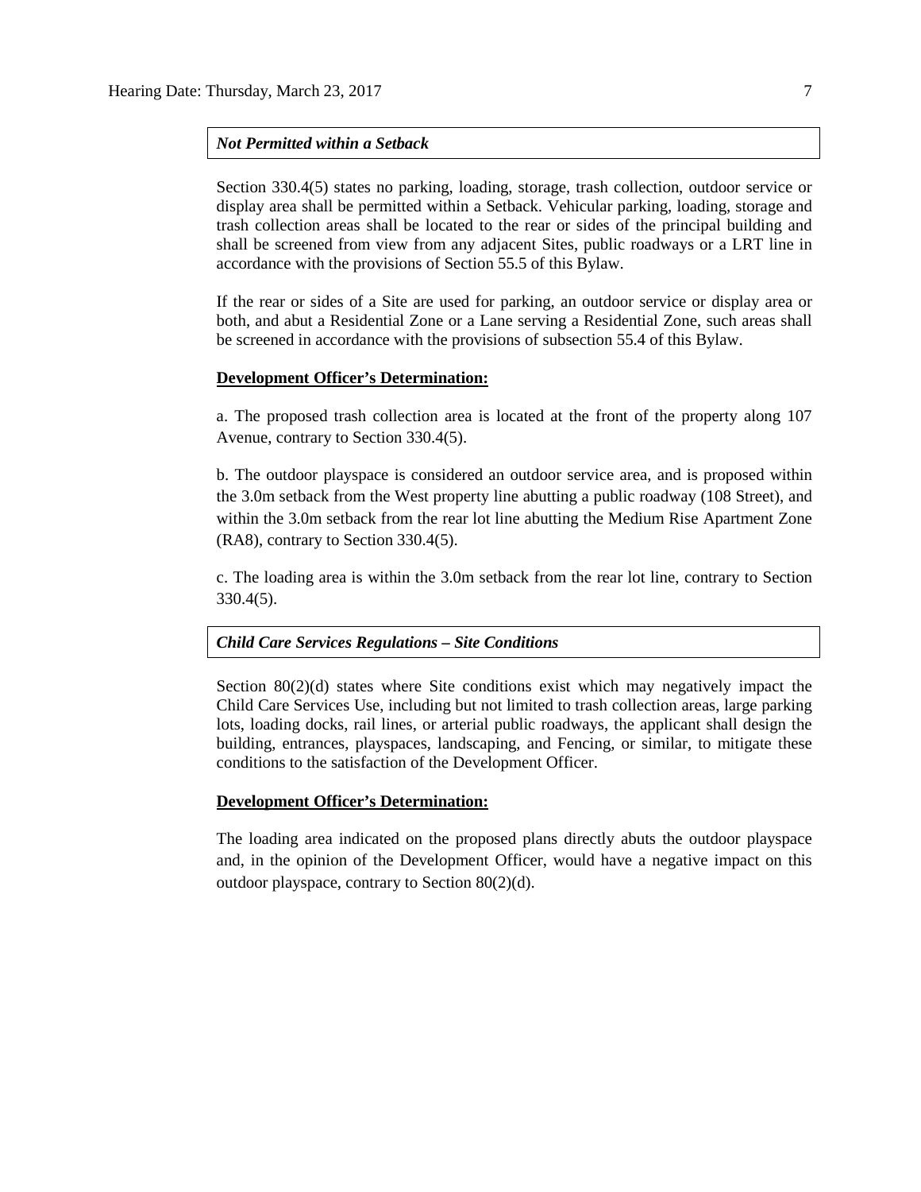***Not Permitted within a Setback***

Section 330.4(5) states no parking, loading, storage, trash collection, outdoor service or display area shall be permitted within a Setback. Vehicular parking, loading, storage and trash collection areas shall be located to the rear or sides of the principal building and shall be screened from view from any adjacent Sites, public roadways or a LRT line in accordance with the provisions of Section 55.5 of this Bylaw.

If the rear or sides of a Site are used for parking, an outdoor service or display area or both, and abut a Residential Zone or a Lane serving a Residential Zone, such areas shall be screened in accordance with the provisions of subsection 55.4 of this Bylaw.

**Development Officer's Determination:**

a. The proposed trash collection area is located at the front of the property along 107 Avenue, contrary to Section 330.4(5).

b. The outdoor playspace is considered an outdoor service area, and is proposed within the 3.0m setback from the West property line abutting a public roadway (108 Street), and within the 3.0m setback from the rear lot line abutting the Medium Rise Apartment Zone (RA8), contrary to Section 330.4(5).

c. The loading area is within the 3.0m setback from the rear lot line, contrary to Section 330.4(5).

***Child Care Services Regulations – Site Conditions***

Section 80(2)(d) states where Site conditions exist which may negatively impact the Child Care Services Use, including but not limited to trash collection areas, large parking lots, loading docks, rail lines, or arterial public roadways, the applicant shall design the building, entrances, playspaces, landscaping, and Fencing, or similar, to mitigate these conditions to the satisfaction of the Development Officer.

**Development Officer's Determination:**

The loading area indicated on the proposed plans directly abuts the outdoor playspace and, in the opinion of the Development Officer, would have a negative impact on this outdoor playspace, contrary to Section 80(2)(d).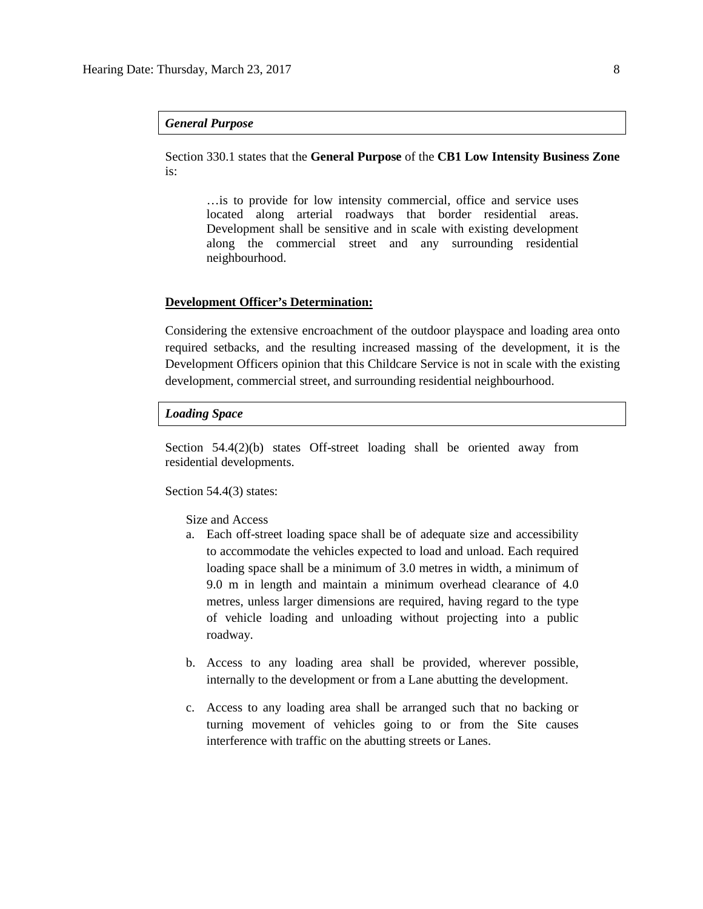***General Purpose***

Section 330.1 states that the **General Purpose** of the **CB1 Low Intensity Business Zone** is:

> …is to provide for low intensity commercial, office and service uses located along arterial roadways that border residential areas. Development shall be sensitive and in scale with existing development along the commercial street and any surrounding residential neighbourhood.

**<u>Development Officer's Determination:</u>**

Considering the extensive encroachment of the outdoor playspace and loading area onto required setbacks, and the resulting increased massing of the development, it is the Development Officers opinion that this Childcare Service is not in scale with the existing development, commercial street, and surrounding residential neighbourhood.

***Loading Space***

Section 54.4(2)(b) states Off-street loading shall be oriented away from residential developments.

Section 54.4(3) states:

Size and Access

a. Each off-street loading space shall be of adequate size and accessibility to accommodate the vehicles expected to load and unload. Each required loading space shall be a minimum of 3.0 metres in width, a minimum of 9.0 m in length and maintain a minimum overhead clearance of 4.0 metres, unless larger dimensions are required, having regard to the type of vehicle loading and unloading without projecting into a public roadway.

b. Access to any loading area shall be provided, wherever possible, internally to the development or from a Lane abutting the development.

c. Access to any loading area shall be arranged such that no backing or turning movement of vehicles going to or from the Site causes interference with traffic on the abutting streets or Lanes.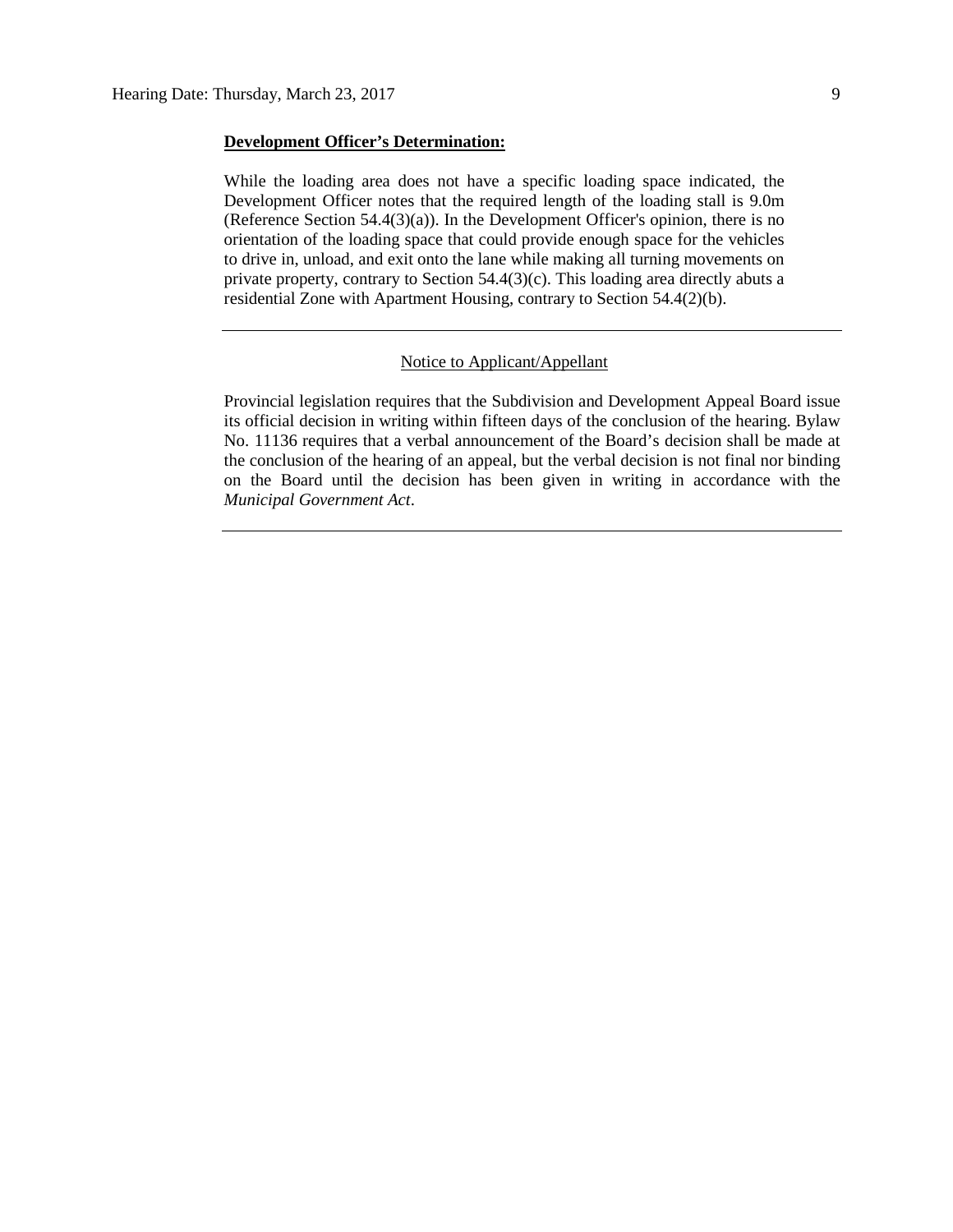**Development Officer's Determination:**

While the loading area does not have a specific loading space indicated, the Development Officer notes that the required length of the loading stall is 9.0m (Reference Section 54.4(3)(a)). In the Development Officer's opinion, there is no orientation of the loading space that could provide enough space for the vehicles to drive in, unload, and exit onto the lane while making all turning movements on private property, contrary to Section 54.4(3)(c). This loading area directly abuts a residential Zone with Apartment Housing, contrary to Section 54.4(2)(b).

---

Notice to Applicant/Appellant

Provincial legislation requires that the Subdivision and Development Appeal Board issue its official decision in writing within fifteen days of the conclusion of the hearing. Bylaw No. 11136 requires that a verbal announcement of the Board's decision shall be made at the conclusion of the hearing of an appeal, but the verbal decision is not final nor binding on the Board until the decision has been given in writing in accordance with the *Municipal Government Act*.

---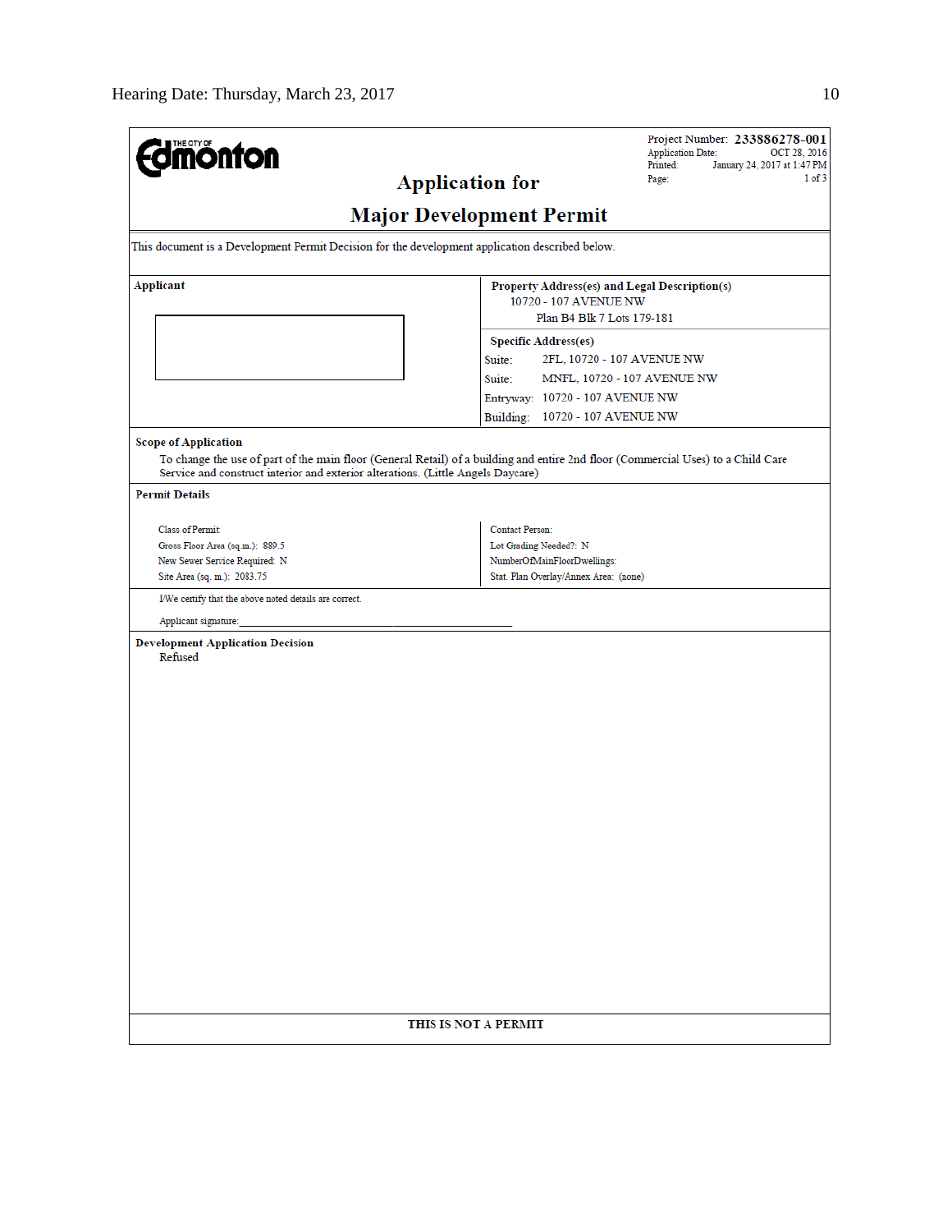Hearing Date: Thursday, March 23, 2017

THE CITY OF Edmonton

Project Number: **233886278-001**
Application Date: OCT 28, 2016
Printed: January 24, 2017 at 1:47 PM
Page: 1 of 3

# Application for

# Major Development Permit

This document is a Development Permit Decision for the development application described below.

| **Applicant** | **Property Address(es) and Legal Description(s)** |
|---|---|
| | 10720 - 107 AVENUE NW<br>Plan B4 Blk 7 Lots 179-181 |
| | **Specific Address(es)** |
| | Suite: 2FL, 10720 - 107 AVENUE NW |
| | Suite: MNFL, 10720 - 107 AVENUE NW |
| | Entryway: 10720 - 107 AVENUE NW |
| | Building: 10720 - 107 AVENUE NW |

**Scope of Application**

To change the use of part of the main floor (General Retail) of a building and entire 2nd floor (Commercial Uses) to a Child Care Service and construct interior and exterior alterations. (Little Angels Daycare)

**Permit Details**

| | |
|---|---|
| Class of Permit: | Contact Person: |
| Gross Floor Area (sq.m.): 889.5 | Lot Grading Needed?: N |
| New Sewer Service Required: N | NumberOfMainFloorDwellings: |
| Site Area (sq. m.): 2083.75 | Stat. Plan Overlay/Annex Area: (none) |

I/We certify that the above noted details are correct.

Applicant signature:_______________________________________________

**Development Application Decision**

Refused

**THIS IS NOT A PERMIT**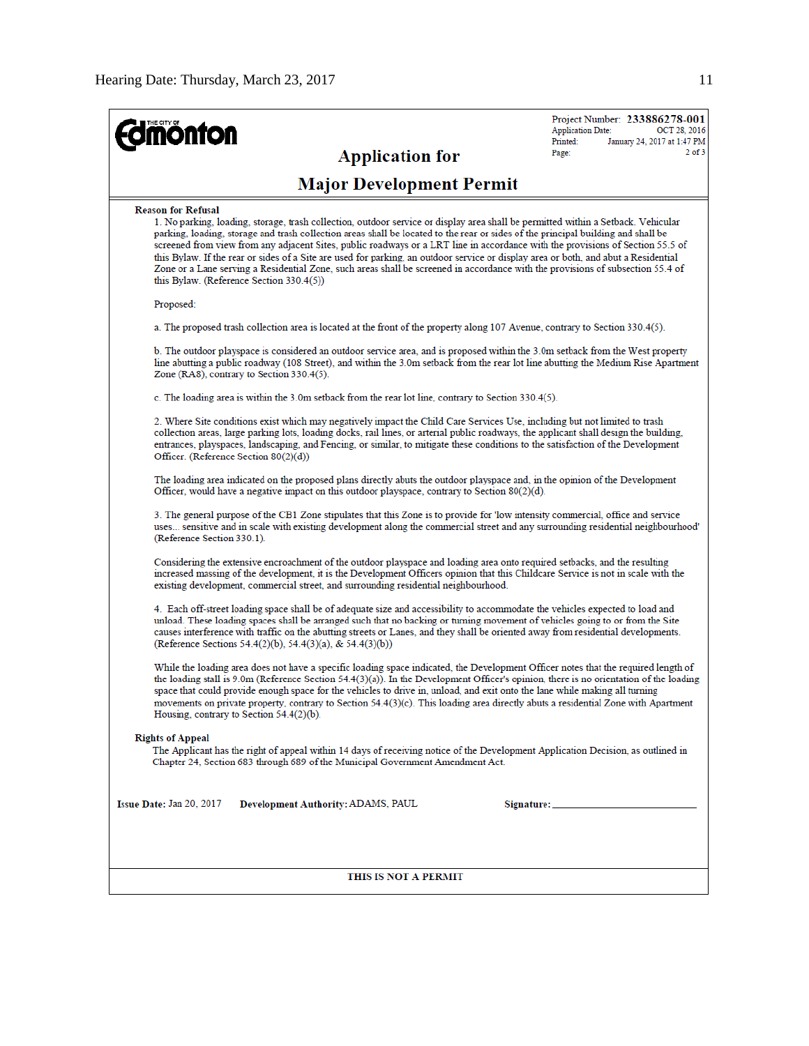Project Number: **233886278-001**
Application Date: OCT 28, 2016
Printed: January 24, 2017 at 1:47 PM
Page: 2 of 3

# Application for Major Development Permit

**Reason for Refusal**

1. No parking, loading, storage, trash collection, outdoor service or display area shall be permitted within a Setback. Vehicular parking, loading, storage and trash collection areas shall be located to the rear or sides of the principal building and shall be screened from view from any adjacent Sites, public roadways or a LRT line in accordance with the provisions of Section 55.5 of this Bylaw. If the rear or sides of a Site are used for parking, an outdoor service or display area or both, and abut a Residential Zone or a Lane serving a Residential Zone, such areas shall be screened in accordance with the provisions of subsection 55.4 of this Bylaw. (Reference Section 330.4(5))

Proposed:

a. The proposed trash collection area is located at the front of the property along 107 Avenue, contrary to Section 330.4(5).

b. The outdoor playspace is considered an outdoor service area, and is proposed within the 3.0m setback from the West property line abutting a public roadway (108 Street), and within the 3.0m setback from the rear lot line abutting the Medium Rise Apartment Zone (RA8), contrary to Section 330.4(5).

c. The loading area is within the 3.0m setback from the rear lot line, contrary to Section 330.4(5).

2. Where Site conditions exist which may negatively impact the Child Care Services Use, including but not limited to trash collection areas, large parking lots, loading docks, rail lines, or arterial public roadways, the applicant shall design the building, entrances, playspaces, landscaping, and Fencing, or similar, to mitigate these conditions to the satisfaction of the Development Officer. (Reference Section 80(2)(d))

The loading area indicated on the proposed plans directly abuts the outdoor playspace and, in the opinion of the Development Officer, would have a negative impact on this outdoor playspace, contrary to Section 80(2)(d).

3. The general purpose of the CB1 Zone stipulates that this Zone is to provide for 'low intensity commercial, office and service uses... sensitive and in scale with existing development along the commercial street and any surrounding residential neighbourhood' (Reference Section 330.1).

Considering the extensive encroachment of the outdoor playspace and loading area onto required setbacks, and the resulting increased massing of the development, it is the Development Officers opinion that this Childcare Service is not in scale with the existing development, commercial street, and surrounding residential neighbourhood.

4. Each off-street loading space shall be of adequate size and accessibility to accommodate the vehicles expected to load and unload. These loading spaces shall be arranged such that no backing or turning movement of vehicles going to or from the Site causes interference with traffic on the abutting streets or Lanes, and they shall be oriented away from residential developments. (Reference Sections 54.4(2)(b), 54.4(3)(a), & 54.4(3)(b))

While the loading area does not have a specific loading space indicated, the Development Officer notes that the required length of the loading stall is 9.0m (Reference Section 54.4(3)(a)). In the Development Officer's opinion, there is no orientation of the loading space that could provide enough space for the vehicles to drive in, unload, and exit onto the lane while making all turning movements on private property, contrary to Section 54.4(3)(c). This loading area directly abuts a residential Zone with Apartment Housing, contrary to Section 54.4(2)(b).

**Rights of Appeal**

The Applicant has the right of appeal within 14 days of receiving notice of the Development Application Decision, as outlined in Chapter 24, Section 683 through 689 of the Municipal Government Amendment Act.

**Issue Date:** Jan 20, 2017 **Development Authority:** ADAMS, PAUL **Signature:** ______________________

**THIS IS NOT A PERMIT**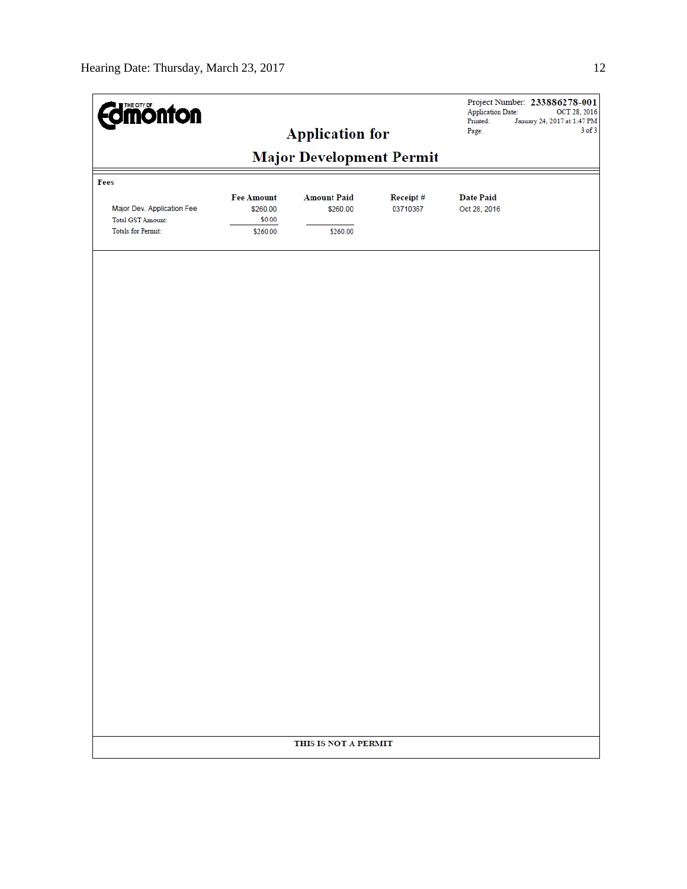THE CITY OF Edmonton

Project Number: **233886278-001**
Application Date: OCT 28, 2016
Printed: January 24, 2017 at 1:47 PM
Page: 3 of 3

# Application for

# Major Development Permit

**Fees**

| | Fee Amount | Amount Paid | Receipt # | Date Paid |
|---|---|---|---|---|
| Major Dev. Application Fee | $260.00 | $260.00 | 03710367 | Oct 28, 2016 |
| Total GST Amount: | $0.00 | | | |
| Totals for Permit: | $260.00 | $260.00 | | |

**THIS IS NOT A PERMIT**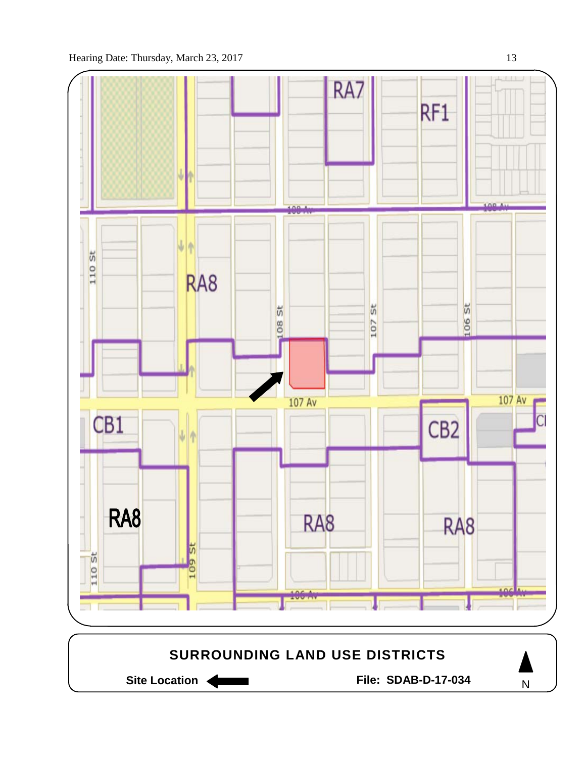RA7

RF1

108 Av

108 Av

110 St

RA8

108 St

107 St

106 St

107 Av

107 Av

CB1

CB2

CB

RA8

RA8

RA8

110 St

109 St

106 Av

106 Av

**SURROUNDING LAND USE DISTRICTS**

**Site Location**

**File: SDAB-D-17-034**

N